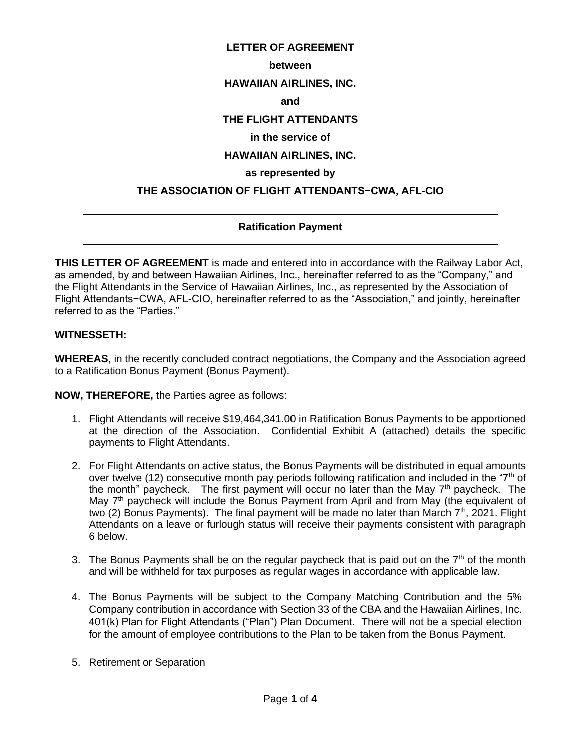**LETTER OF AGREEMENT**

**between**

**HAWAIIAN AIRLINES, INC.**

**and**

**THE FLIGHT ATTENDANTS**

**in the service of**

**HAWAIIAN AIRLINES, INC.**

**as represented by**

**THE ASSOCIATION OF FLIGHT ATTENDANTS−CWA, AFL-CIO**

---

**Ratification Payment**

---

**THIS LETTER OF AGREEMENT** is made and entered into in accordance with the Railway Labor Act, as amended, by and between Hawaiian Airlines, Inc., hereinafter referred to as the "Company," and the Flight Attendants in the Service of Hawaiian Airlines, Inc., as represented by the Association of Flight Attendants−CWA, AFL-CIO, hereinafter referred to as the "Association," and jointly, hereinafter referred to as the "Parties."

**WITNESSETH:**

**WHEREAS**, in the recently concluded contract negotiations, the Company and the Association agreed to a Ratification Bonus Payment (Bonus Payment).

**NOW, THEREFORE,** the Parties agree as follows:

1. Flight Attendants will receive $19,464,341.00 in Ratification Bonus Payments to be apportioned at the direction of the Association. Confidential Exhibit A (attached) details the specific payments to Flight Attendants.

2. For Flight Attendants on active status, the Bonus Payments will be distributed in equal amounts over twelve (12) consecutive month pay periods following ratification and included in the "7th of the month" paycheck. The first payment will occur no later than the May 7th paycheck. The May 7th paycheck will include the Bonus Payment from April and from May (the equivalent of two (2) Bonus Payments). The final payment will be made no later than March 7th, 2021. Flight Attendants on a leave or furlough status will receive their payments consistent with paragraph 6 below.

3. The Bonus Payments shall be on the regular paycheck that is paid out on the 7th of the month and will be withheld for tax purposes as regular wages in accordance with applicable law.

4. The Bonus Payments will be subject to the Company Matching Contribution and the 5% Company contribution in accordance with Section 33 of the CBA and the Hawaiian Airlines, Inc. 401(k) Plan for Flight Attendants ("Plan") Plan Document. There will not be a special election for the amount of employee contributions to the Plan to be taken from the Bonus Payment.

5. Retirement or Separation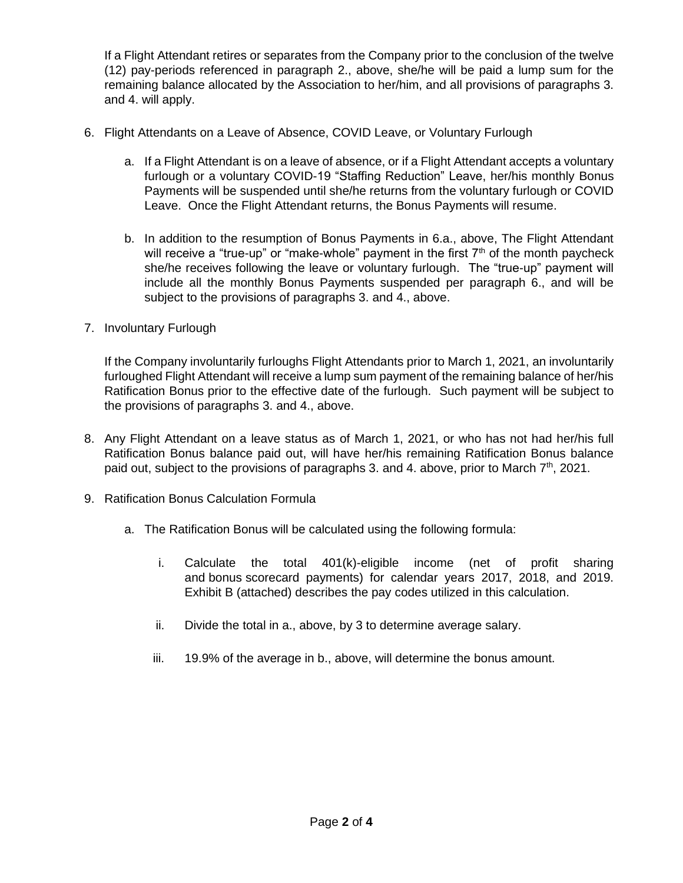If a Flight Attendant retires or separates from the Company prior to the conclusion of the twelve (12) pay-periods referenced in paragraph 2., above, she/he will be paid a lump sum for the remaining balance allocated by the Association to her/him, and all provisions of paragraphs 3. and 4. will apply.

6. Flight Attendants on a Leave of Absence, COVID Leave, or Voluntary Furlough

   a. If a Flight Attendant is on a leave of absence, or if a Flight Attendant accepts a voluntary furlough or a voluntary COVID-19 "Staffing Reduction" Leave, her/his monthly Bonus Payments will be suspended until she/he returns from the voluntary furlough or COVID Leave. Once the Flight Attendant returns, the Bonus Payments will resume.

   b. In addition to the resumption of Bonus Payments in 6.a., above, The Flight Attendant will receive a "true-up" or "make-whole" payment in the first 7th of the month paycheck she/he receives following the leave or voluntary furlough. The "true-up" payment will include all the monthly Bonus Payments suspended per paragraph 6., and will be subject to the provisions of paragraphs 3. and 4., above.

7. Involuntary Furlough

   If the Company involuntarily furloughs Flight Attendants prior to March 1, 2021, an involuntarily furloughed Flight Attendant will receive a lump sum payment of the remaining balance of her/his Ratification Bonus prior to the effective date of the furlough. Such payment will be subject to the provisions of paragraphs 3. and 4., above.

8. Any Flight Attendant on a leave status as of March 1, 2021, or who has not had her/his full Ratification Bonus balance paid out, will have her/his remaining Ratification Bonus balance paid out, subject to the provisions of paragraphs 3. and 4. above, prior to March 7th, 2021.

9. Ratification Bonus Calculation Formula

   a. The Ratification Bonus will be calculated using the following formula:

      i. Calculate the total 401(k)-eligible income (net of profit sharing and bonus scorecard payments) for calendar years 2017, 2018, and 2019. Exhibit B (attached) describes the pay codes utilized in this calculation.

      ii. Divide the total in a., above, by 3 to determine average salary.

      iii. 19.9% of the average in b., above, will determine the bonus amount.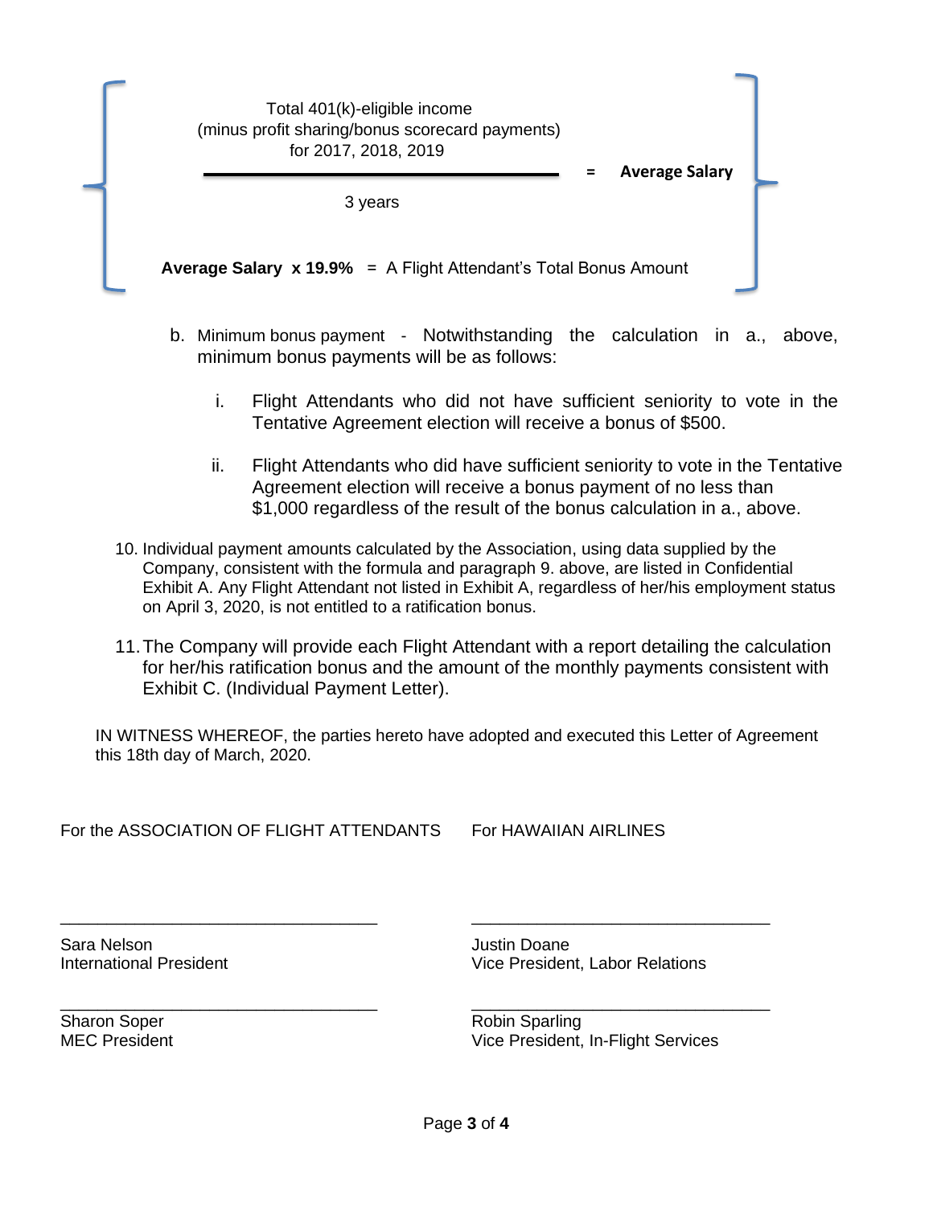$$\frac{\text{Total 401(k)-eligible income (minus profit sharing/bonus scorecard payments) for 2017, 2018, 2019}}{\text{3 years}} = \textbf{Average Salary}$$

**Average Salary x 19.9%** = A Flight Attendant's Total Bonus Amount

b. Minimum bonus payment - Notwithstanding the calculation in a., above, minimum bonus payments will be as follows:

   i. Flight Attendants who did not have sufficient seniority to vote in the Tentative Agreement election will receive a bonus of $500.

   ii. Flight Attendants who did have sufficient seniority to vote in the Tentative Agreement election will receive a bonus payment of no less than $1,000 regardless of the result of the bonus calculation in a., above.

10. Individual payment amounts calculated by the Association, using data supplied by the Company, consistent with the formula and paragraph 9. above, are listed in Confidential Exhibit A. Any Flight Attendant not listed in Exhibit A, regardless of her/his employment status on April 3, 2020, is not entitled to a ratification bonus.

11. The Company will provide each Flight Attendant with a report detailing the calculation for her/his ratification bonus and the amount of the monthly payments consistent with Exhibit C. (Individual Payment Letter).

IN WITNESS WHEREOF, the parties hereto have adopted and executed this Letter of Agreement this 18th day of March, 2020.

| For the ASSOCIATION OF FLIGHT ATTENDANTS | For HAWAIIAN AIRLINES |
| --- | --- |
| ______________________________ | ______________________________ |
| Sara Nelson<br>International President | Justin Doane<br>Vice President, Labor Relations |
| ______________________________ | ______________________________ |
| Sharon Soper<br>MEC President | Robin Sparling<br>Vice President, In-Flight Services |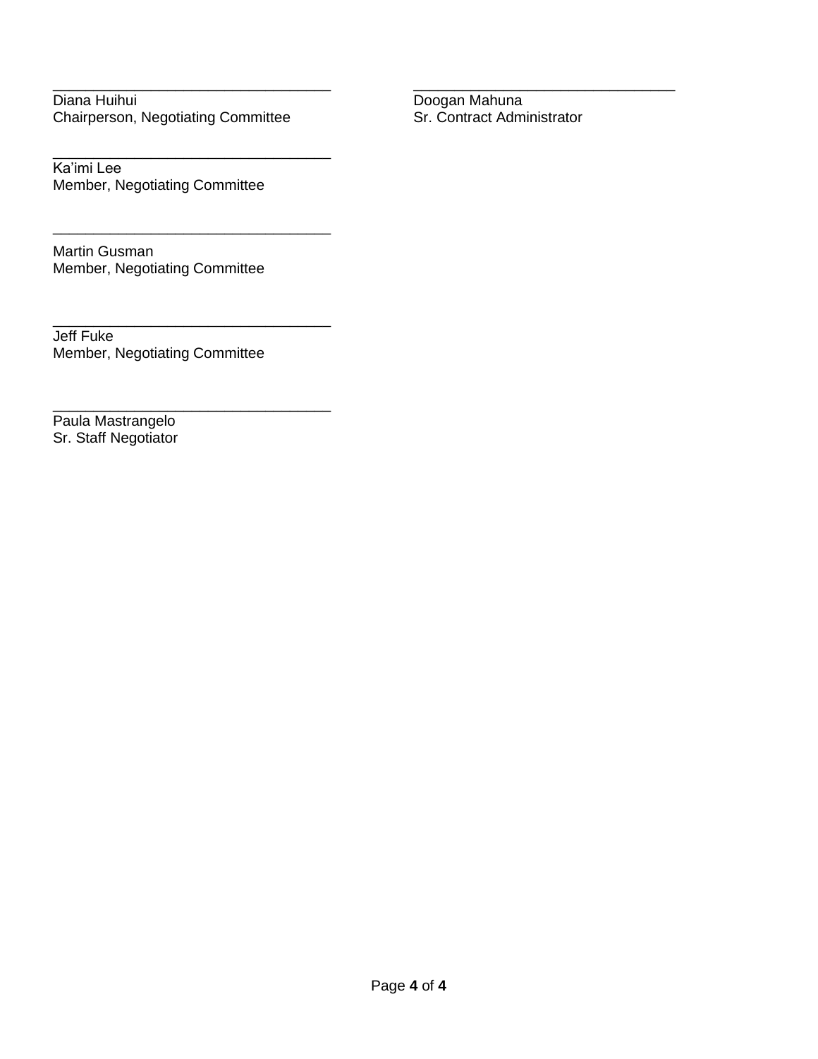\_\_\_\_\_\_\_\_\_\_\_\_\_\_\_\_\_\_\_\_\_\_\_\_\_\_\_\_\_\_\_\_\_\_
Diana Huihui
Chairperson, Negotiating Committee

\_\_\_\_\_\_\_\_\_\_\_\_\_\_\_\_\_\_\_\_\_\_\_\_\_\_\_\_\_\_\_\_\_\_
Ka'imi Lee
Member, Negotiating Committee

\_\_\_\_\_\_\_\_\_\_\_\_\_\_\_\_\_\_\_\_\_\_\_\_\_\_\_\_\_\_\_\_\_\_
Martin Gusman
Member, Negotiating Committee

\_\_\_\_\_\_\_\_\_\_\_\_\_\_\_\_\_\_\_\_\_\_\_\_\_\_\_\_\_\_\_\_\_\_
Jeff Fuke
Member, Negotiating Committee

\_\_\_\_\_\_\_\_\_\_\_\_\_\_\_\_\_\_\_\_\_\_\_\_\_\_\_\_\_\_\_\_\_\_
Paula Mastrangelo
Sr. Staff Negotiator

\_\_\_\_\_\_\_\_\_\_\_\_\_\_\_\_\_\_\_\_\_\_\_\_\_\_\_\_\_\_\_\_\_\_
Doogan Mahuna
Sr. Contract Administrator